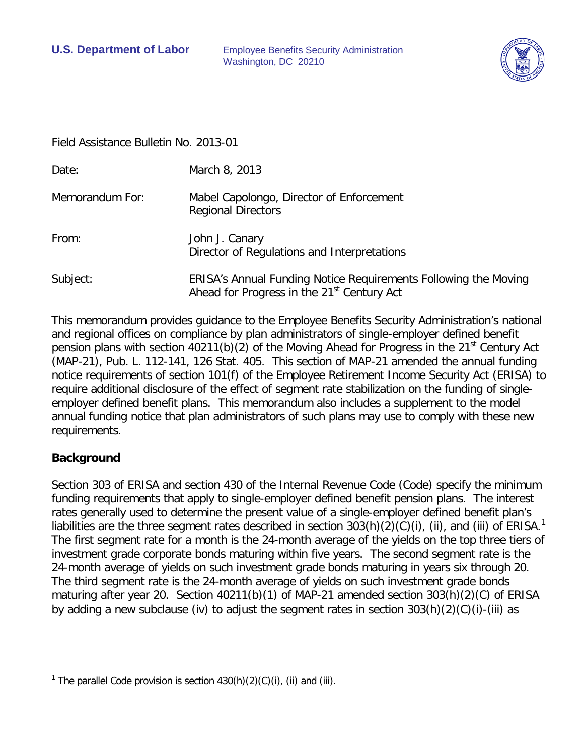**U.S. Department of Labor**

Employee Benefits Security Administration
Washington, DC 20210

Field Assistance Bulletin No. 2013-01

| | |
|---|---|
| Date: | March 8, 2013 |
| Memorandum For: | Mabel Capolongo, Director of Enforcement<br>Regional Directors |
| From: | John J. Canary<br>Director of Regulations and Interpretations |
| Subject: | ERISA's Annual Funding Notice Requirements Following the Moving Ahead for Progress in the 21st Century Act |

This memorandum provides guidance to the Employee Benefits Security Administration's national and regional offices on compliance by plan administrators of single-employer defined benefit pension plans with section 40211(b)(2) of the Moving Ahead for Progress in the 21st Century Act (MAP-21), Pub. L. 112-141, 126 Stat. 405. This section of MAP-21 amended the annual funding notice requirements of section 101(f) of the Employee Retirement Income Security Act (ERISA) to require additional disclosure of the effect of segment rate stabilization on the funding of single-employer defined benefit plans. This memorandum also includes a supplement to the model annual funding notice that plan administrators of such plans may use to comply with these new requirements.

## Background

Section 303 of ERISA and section 430 of the Internal Revenue Code (Code) specify the minimum funding requirements that apply to single-employer defined benefit pension plans. The interest rates generally used to determine the present value of a single-employer defined benefit plan's liabilities are the three segment rates described in section 303(h)(2)(C)(i), (ii), and (iii) of ERISA.[1] The first segment rate for a month is the 24-month average of the yields on the top three tiers of investment grade corporate bonds maturing within five years. The second segment rate is the 24-month average of yields on such investment grade bonds maturing in years six through 20. The third segment rate is the 24-month average of yields on such investment grade bonds maturing after year 20. Section 40211(b)(1) of MAP-21 amended section 303(h)(2)(C) of ERISA by adding a new subclause (iv) to adjust the segment rates in section 303(h)(2)(C)(i)-(iii) as

[1] The parallel Code provision is section 430(h)(2)(C)(i), (ii) and (iii).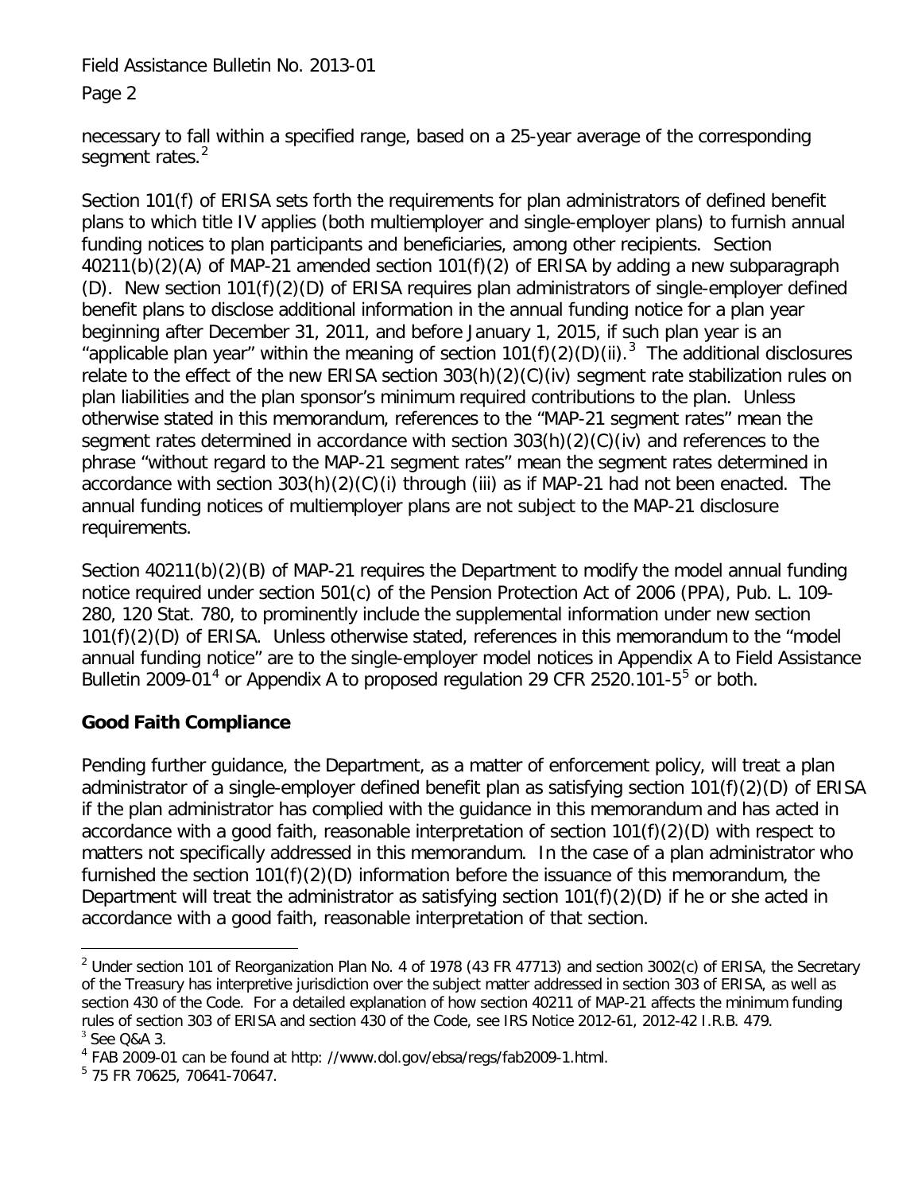necessary to fall within a specified range, based on a 25-year average of the corresponding segment rates.[2]

Section 101(f) of ERISA sets forth the requirements for plan administrators of defined benefit plans to which title IV applies (both multiemployer and single-employer plans) to furnish annual funding notices to plan participants and beneficiaries, among other recipients. Section 40211(b)(2)(A) of MAP-21 amended section 101(f)(2) of ERISA by adding a new subparagraph (D). New section 101(f)(2)(D) of ERISA requires plan administrators of single-employer defined benefit plans to disclose additional information in the annual funding notice for a plan year beginning after December 31, 2011, and before January 1, 2015, if such plan year is an "applicable plan year" within the meaning of section 101(f)(2)(D)(ii).[3] The additional disclosures relate to the effect of the new ERISA section 303(h)(2)(C)(iv) segment rate stabilization rules on plan liabilities and the plan sponsor's minimum required contributions to the plan. Unless otherwise stated in this memorandum, references to the "MAP-21 segment rates" mean the segment rates determined in accordance with section 303(h)(2)(C)(iv) and references to the phrase "without regard to the MAP-21 segment rates" mean the segment rates determined in accordance with section 303(h)(2)(C)(i) through (iii) as if MAP-21 had not been enacted. The annual funding notices of multiemployer plans are not subject to the MAP-21 disclosure requirements.

Section 40211(b)(2)(B) of MAP-21 requires the Department to modify the model annual funding notice required under section 501(c) of the Pension Protection Act of 2006 (PPA), Pub. L. 109-280, 120 Stat. 780, to prominently include the supplemental information under new section 101(f)(2)(D) of ERISA. Unless otherwise stated, references in this memorandum to the "model annual funding notice" are to the single-employer model notices in Appendix A to Field Assistance Bulletin 2009-01[4] or Appendix A to proposed regulation 29 CFR 2520.101-5[5] or both.

## Good Faith Compliance

Pending further guidance, the Department, as a matter of enforcement policy, will treat a plan administrator of a single-employer defined benefit plan as satisfying section 101(f)(2)(D) of ERISA if the plan administrator has complied with the guidance in this memorandum and has acted in accordance with a good faith, reasonable interpretation of section 101(f)(2)(D) with respect to matters not specifically addressed in this memorandum. In the case of a plan administrator who furnished the section 101(f)(2)(D) information before the issuance of this memorandum, the Department will treat the administrator as satisfying section 101(f)(2)(D) if he or she acted in accordance with a good faith, reasonable interpretation of that section.

---

[2] Under section 101 of Reorganization Plan No. 4 of 1978 (43 FR 47713) and section 3002(c) of ERISA, the Secretary of the Treasury has interpretive jurisdiction over the subject matter addressed in section 303 of ERISA, as well as section 430 of the Code. For a detailed explanation of how section 40211 of MAP-21 affects the minimum funding rules of section 303 of ERISA and section 430 of the Code, see IRS Notice 2012-61, 2012-42 I.R.B. 479.

[3] See Q&A 3.

[4] FAB 2009-01 can be found at http: //www.dol.gov/ebsa/regs/fab2009-1.html.

[5] 75 FR 70625, 70641-70647.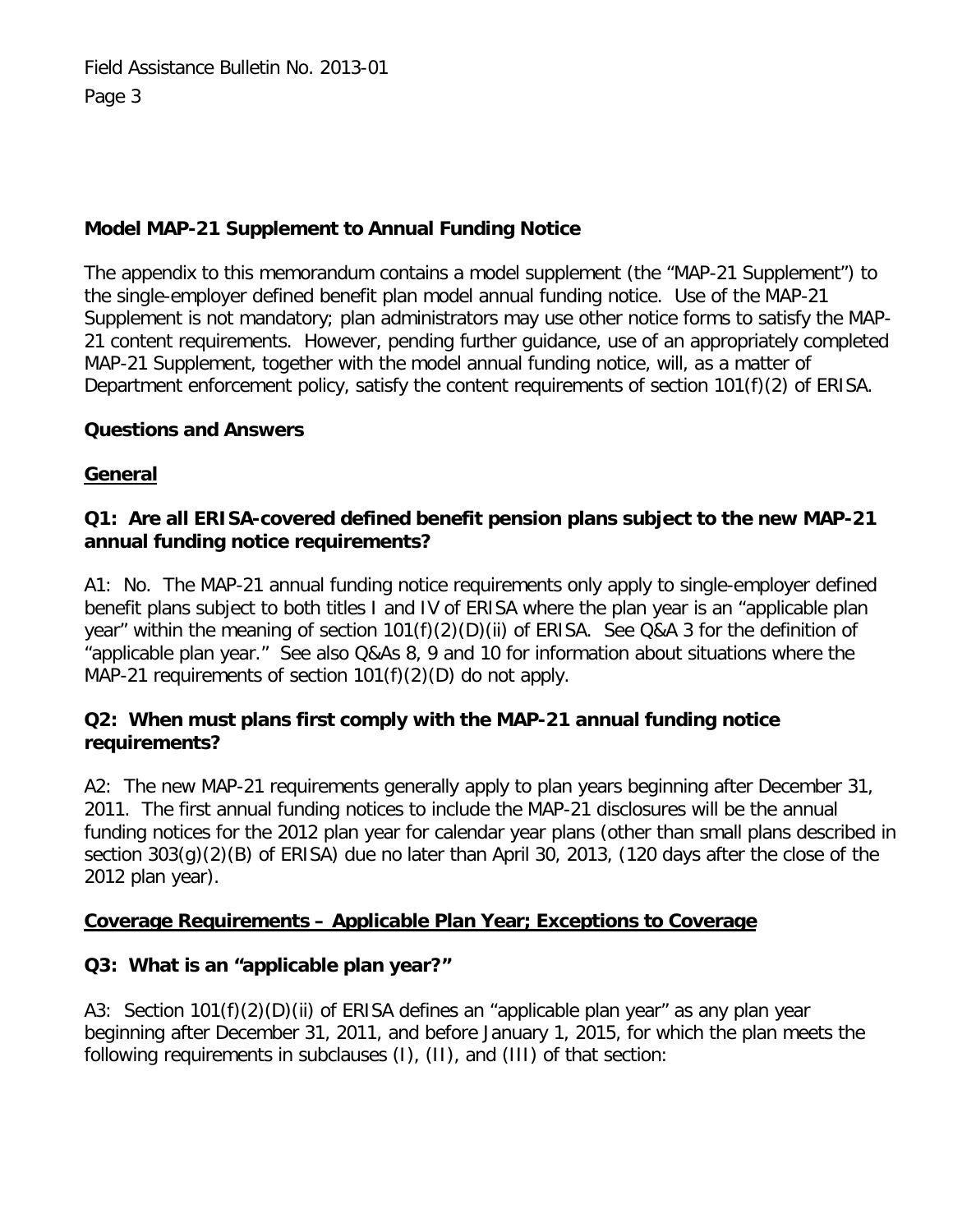### Model MAP-21 Supplement to Annual Funding Notice

The appendix to this memorandum contains a model supplement (the "MAP-21 Supplement") to the single-employer defined benefit plan model annual funding notice. Use of the MAP-21 Supplement is not mandatory; plan administrators may use other notice forms to satisfy the MAP-21 content requirements. However, pending further guidance, use of an appropriately completed MAP-21 Supplement, together with the model annual funding notice, will, as a matter of Department enforcement policy, satisfy the content requirements of section 101(f)(2) of ERISA.

### Questions and Answers

#### General

**Q1: Are all ERISA-covered defined benefit pension plans subject to the new MAP-21 annual funding notice requirements?**

A1: No. The MAP-21 annual funding notice requirements only apply to single-employer defined benefit plans subject to both titles I and IV of ERISA where the plan year is an "applicable plan year" within the meaning of section 101(f)(2)(D)(ii) of ERISA. See Q&A 3 for the definition of "applicable plan year." See also Q&As 8, 9 and 10 for information about situations where the MAP-21 requirements of section 101(f)(2)(D) do not apply.

**Q2: When must plans first comply with the MAP-21 annual funding notice requirements?**

A2: The new MAP-21 requirements generally apply to plan years beginning after December 31, 2011. The first annual funding notices to include the MAP-21 disclosures will be the annual funding notices for the 2012 plan year for calendar year plans (other than small plans described in section 303(g)(2)(B) of ERISA) due no later than April 30, 2013, (120 days after the close of the 2012 plan year).

#### Coverage Requirements – Applicable Plan Year; Exceptions to Coverage

**Q3: What is an "applicable plan year?"**

A3: Section 101(f)(2)(D)(ii) of ERISA defines an "applicable plan year" as any plan year beginning after December 31, 2011, and before January 1, 2015, for which the plan meets the following requirements in subclauses (I), (II), and (III) of that section: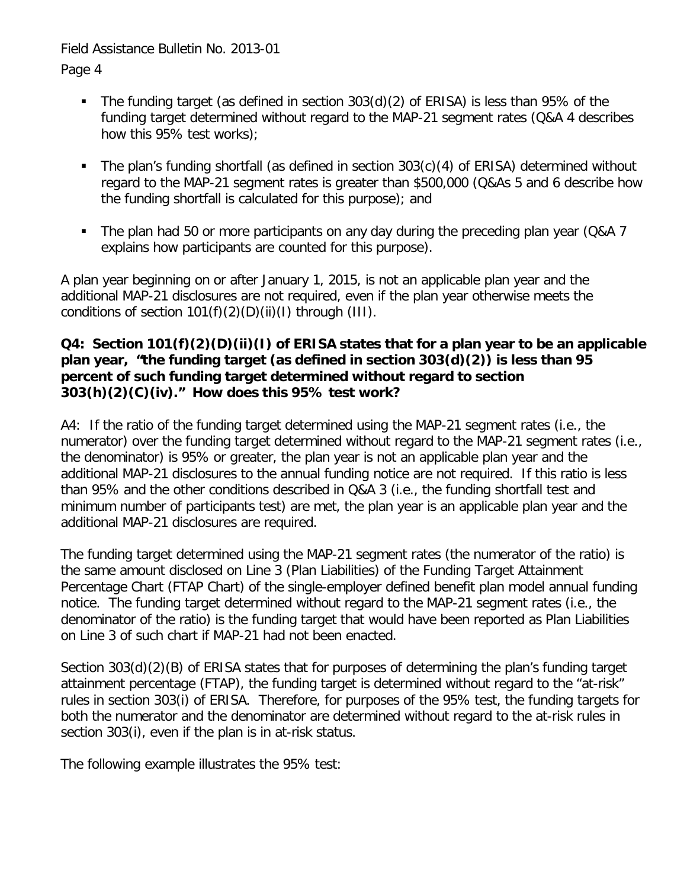- The funding target (as defined in section 303(d)(2) of ERISA) is less than 95% of the funding target determined without regard to the MAP-21 segment rates (Q&A 4 describes how this 95% test works);

- The plan's funding shortfall (as defined in section 303(c)(4) of ERISA) determined without regard to the MAP-21 segment rates is greater than $500,000 (Q&As 5 and 6 describe how the funding shortfall is calculated for this purpose); and

- The plan had 50 or more participants on any day during the preceding plan year (Q&A 7 explains how participants are counted for this purpose).

A plan year beginning on or after January 1, 2015, is not an applicable plan year and the additional MAP-21 disclosures are not required, even if the plan year otherwise meets the conditions of section 101(f)(2)(D)(ii)(I) through (III).

**Q4: Section 101(f)(2)(D)(ii)(I) of ERISA states that for a plan year to be an applicable plan year, "the funding target (as defined in section 303(d)(2)) is less than 95 percent of such funding target determined without regard to section 303(h)(2)(C)(iv)." How does this 95% test work?**

A4: If the ratio of the funding target determined using the MAP-21 segment rates (i.e., the numerator) over the funding target determined without regard to the MAP-21 segment rates (i.e., the denominator) is 95% or greater, the plan year is not an applicable plan year and the additional MAP-21 disclosures to the annual funding notice are not required. If this ratio is less than 95% and the other conditions described in Q&A 3 (i.e., the funding shortfall test and minimum number of participants test) are met, the plan year is an applicable plan year and the additional MAP-21 disclosures are required.

The funding target determined using the MAP-21 segment rates (the numerator of the ratio) is the same amount disclosed on Line 3 (Plan Liabilities) of the Funding Target Attainment Percentage Chart (FTAP Chart) of the single-employer defined benefit plan model annual funding notice. The funding target determined without regard to the MAP-21 segment rates (i.e., the denominator of the ratio) is the funding target that would have been reported as Plan Liabilities on Line 3 of such chart if MAP-21 had not been enacted.

Section 303(d)(2)(B) of ERISA states that for purposes of determining the plan's funding target attainment percentage (FTAP), the funding target is determined without regard to the "at-risk" rules in section 303(i) of ERISA. Therefore, for purposes of the 95% test, the funding targets for both the numerator and the denominator are determined without regard to the at-risk rules in section 303(i), even if the plan is in at-risk status.

The following example illustrates the 95% test: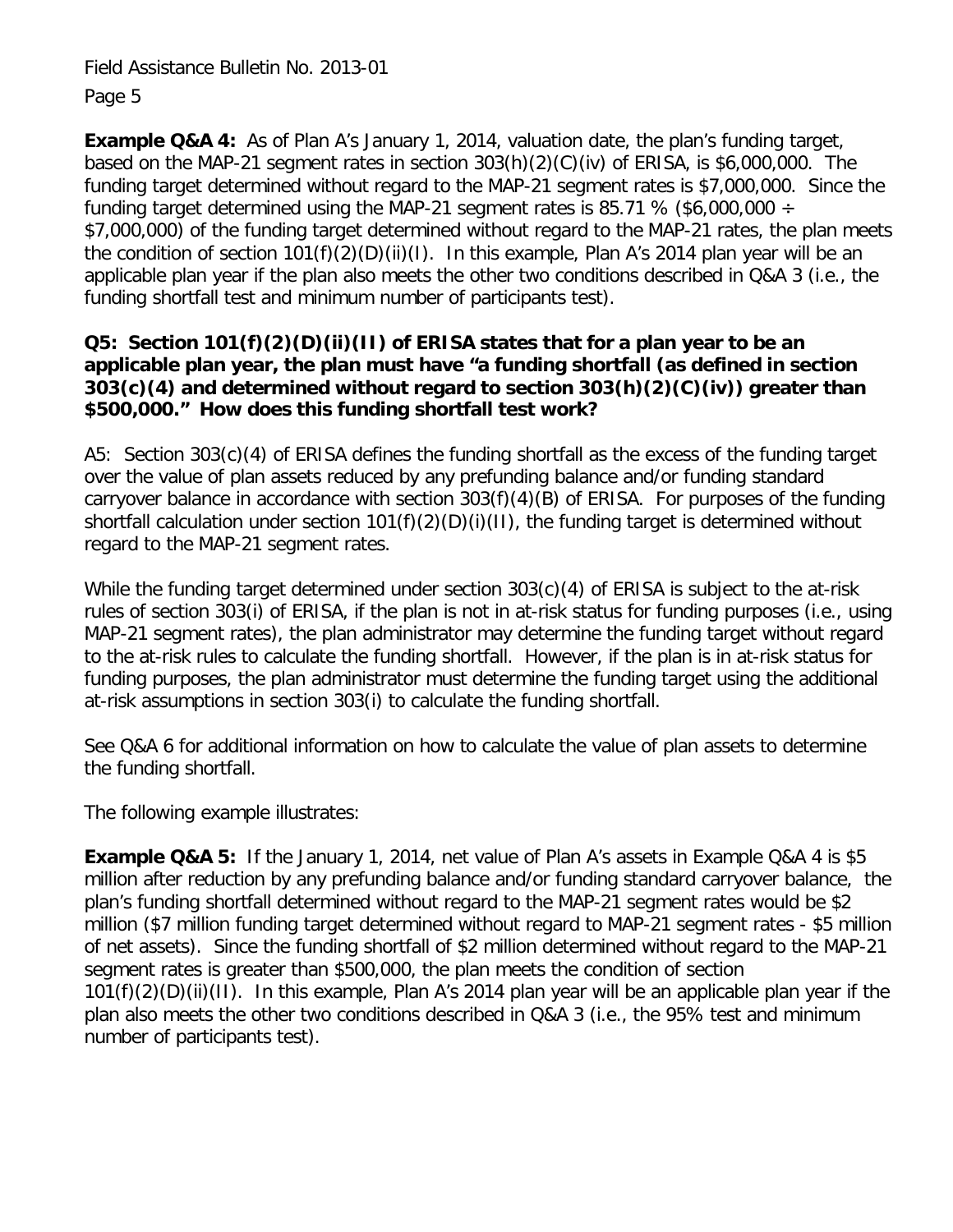**Example Q&A 4:** As of Plan A's January 1, 2014, valuation date, the plan's funding target, based on the MAP-21 segment rates in section 303(h)(2)(C)(iv) of ERISA, is $6,000,000. The funding target determined without regard to the MAP-21 segment rates is $7,000,000. Since the funding target determined using the MAP-21 segment rates is 85.71 % ($6,000,000 ÷ $7,000,000) of the funding target determined without regard to the MAP-21 rates, the plan meets the condition of section 101(f)(2)(D)(ii)(I). In this example, Plan A's 2014 plan year will be an applicable plan year if the plan also meets the other two conditions described in Q&A 3 (i.e., the funding shortfall test and minimum number of participants test).

**Q5: Section 101(f)(2)(D)(ii)(II) of ERISA states that for a plan year to be an applicable plan year, the plan must have "a funding shortfall (as defined in section 303(c)(4) and determined without regard to section 303(h)(2)(C)(iv)) greater than $500,000." How does this funding shortfall test work?**

A5: Section 303(c)(4) of ERISA defines the funding shortfall as the excess of the funding target over the value of plan assets reduced by any prefunding balance and/or funding standard carryover balance in accordance with section 303(f)(4)(B) of ERISA. For purposes of the funding shortfall calculation under section 101(f)(2)(D)(i)(II), the funding target is determined without regard to the MAP-21 segment rates.

While the funding target determined under section 303(c)(4) of ERISA is subject to the at-risk rules of section 303(i) of ERISA, if the plan is not in at-risk status for funding purposes (i.e., using MAP-21 segment rates), the plan administrator may determine the funding target without regard to the at-risk rules to calculate the funding shortfall. However, if the plan is in at-risk status for funding purposes, the plan administrator must determine the funding target using the additional at-risk assumptions in section 303(i) to calculate the funding shortfall.

See Q&A 6 for additional information on how to calculate the value of plan assets to determine the funding shortfall.

The following example illustrates:

**Example Q&A 5:** If the January 1, 2014, net value of Plan A's assets in Example Q&A 4 is $5 million after reduction by any prefunding balance and/or funding standard carryover balance, the plan's funding shortfall determined without regard to the MAP-21 segment rates would be $2 million ($7 million funding target determined without regard to MAP-21 segment rates - $5 million of net assets). Since the funding shortfall of $2 million determined without regard to the MAP-21 segment rates is greater than $500,000, the plan meets the condition of section 101(f)(2)(D)(ii)(II). In this example, Plan A's 2014 plan year will be an applicable plan year if the plan also meets the other two conditions described in Q&A 3 (i.e., the 95% test and minimum number of participants test).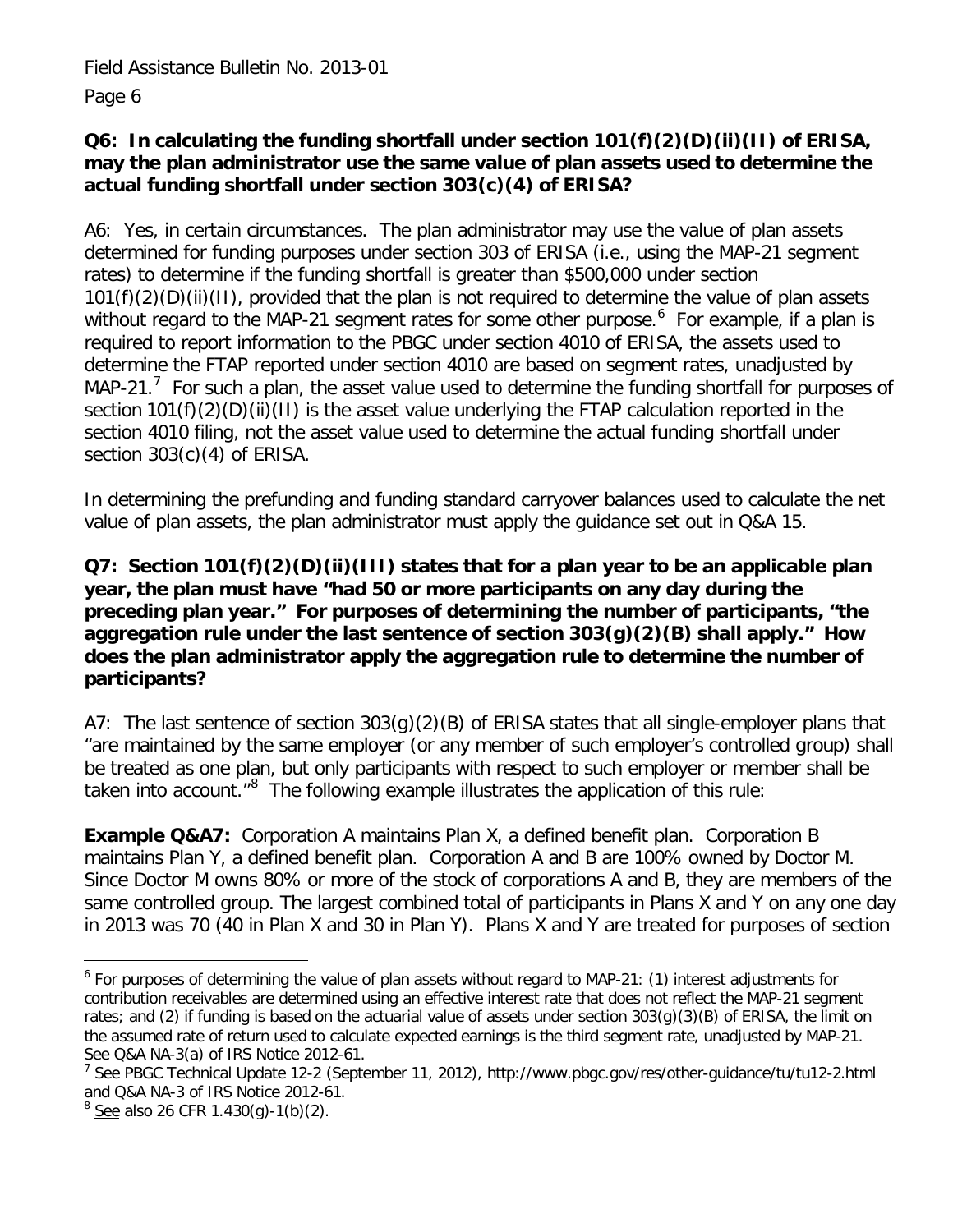**Q6: In calculating the funding shortfall under section 101(f)(2)(D)(ii)(II) of ERISA, may the plan administrator use the same value of plan assets used to determine the actual funding shortfall under section 303(c)(4) of ERISA?**

A6: Yes, in certain circumstances. The plan administrator may use the value of plan assets determined for funding purposes under section 303 of ERISA (i.e., using the MAP-21 segment rates) to determine if the funding shortfall is greater than $500,000 under section 101(f)(2)(D)(ii)(II), provided that the plan is not required to determine the value of plan assets without regard to the MAP-21 segment rates for some other purpose.[6] For example, if a plan is required to report information to the PBGC under section 4010 of ERISA, the assets used to determine the FTAP reported under section 4010 are based on segment rates, unadjusted by MAP-21.[7] For such a plan, the asset value used to determine the funding shortfall for purposes of section 101(f)(2)(D)(ii)(II) is the asset value underlying the FTAP calculation reported in the section 4010 filing, not the asset value used to determine the actual funding shortfall under section 303(c)(4) of ERISA.

In determining the prefunding and funding standard carryover balances used to calculate the net value of plan assets, the plan administrator must apply the guidance set out in Q&A 15.

**Q7: Section 101(f)(2)(D)(ii)(III) states that for a plan year to be an applicable plan year, the plan must have "had 50 or more participants on any day during the preceding plan year." For purposes of determining the number of participants, "the aggregation rule under the last sentence of section 303(g)(2)(B) shall apply." How does the plan administrator apply the aggregation rule to determine the number of participants?**

A7: The last sentence of section 303(g)(2)(B) of ERISA states that all single-employer plans that "are maintained by the same employer (or any member of such employer's controlled group) shall be treated as one plan, but only participants with respect to such employer or member shall be taken into account."[8] The following example illustrates the application of this rule:

**Example Q&A7:** Corporation A maintains Plan X, a defined benefit plan. Corporation B maintains Plan Y, a defined benefit plan. Corporation A and B are 100% owned by Doctor M. Since Doctor M owns 80% or more of the stock of corporations A and B, they are members of the same controlled group. The largest combined total of participants in Plans X and Y on any one day in 2013 was 70 (40 in Plan X and 30 in Plan Y). Plans X and Y are treated for purposes of section

---

[6] For purposes of determining the value of plan assets without regard to MAP-21: (1) interest adjustments for contribution receivables are determined using an effective interest rate that does not reflect the MAP-21 segment rates; and (2) if funding is based on the actuarial value of assets under section 303(g)(3)(B) of ERISA, the limit on the assumed rate of return used to calculate expected earnings is the third segment rate, unadjusted by MAP-21. See Q&A NA-3(a) of IRS Notice 2012-61.

[7] See PBGC Technical Update 12-2 (September 11, 2012), http://www.pbgc.gov/res/other-guidance/tu/tu12-2.html and Q&A NA-3 of IRS Notice 2012-61.

[8] See also 26 CFR 1.430(g)-1(b)(2).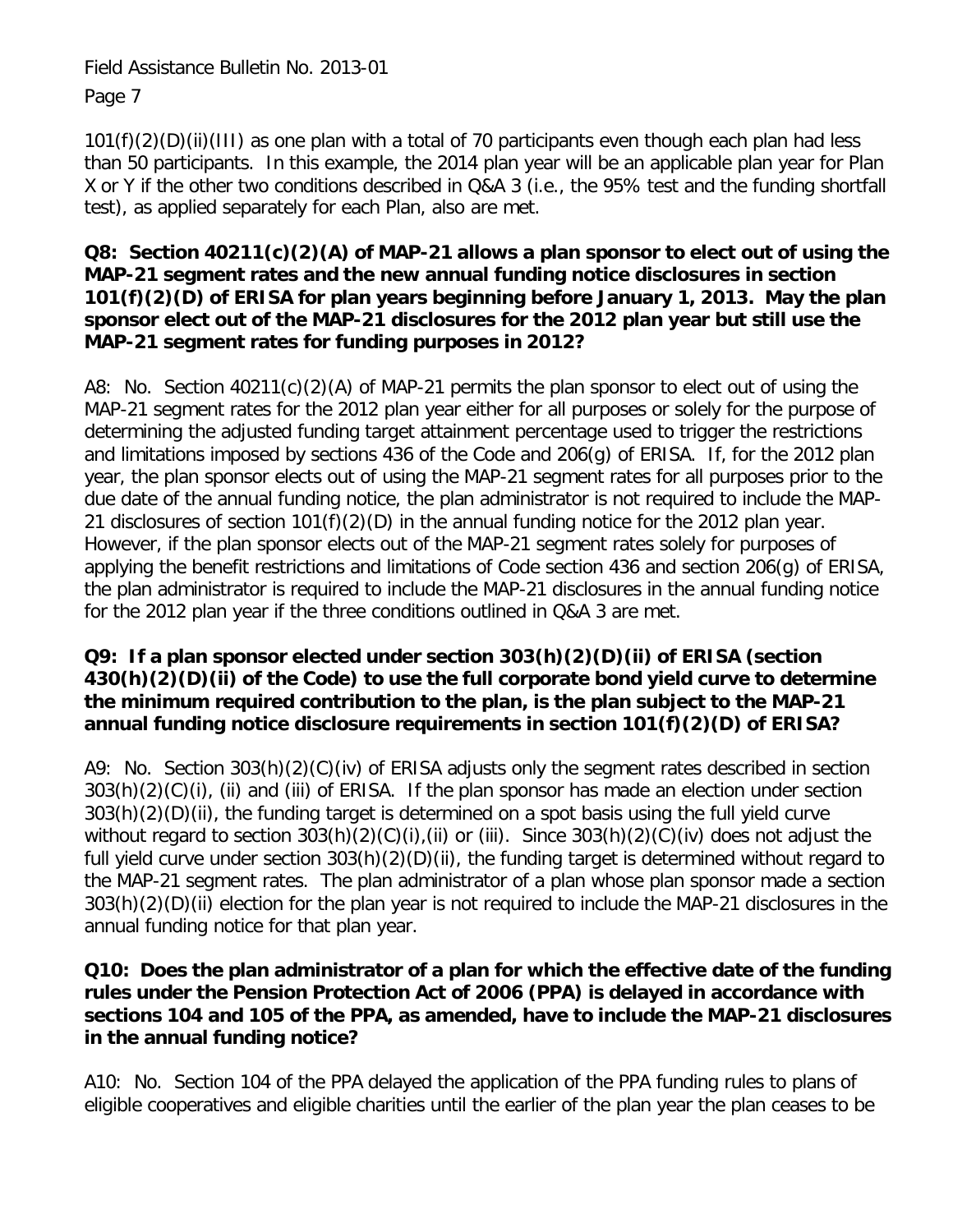101(f)(2)(D)(ii)(III) as one plan with a total of 70 participants even though each plan had less than 50 participants. In this example, the 2014 plan year will be an applicable plan year for Plan X or Y if the other two conditions described in Q&A 3 (i.e., the 95% test and the funding shortfall test), as applied separately for each Plan, also are met.

**Q8: Section 40211(c)(2)(A) of MAP-21 allows a plan sponsor to elect out of using the MAP-21 segment rates and the new annual funding notice disclosures in section 101(f)(2)(D) of ERISA for plan years beginning before January 1, 2013. May the plan sponsor elect out of the MAP-21 disclosures for the 2012 plan year but still use the MAP-21 segment rates for funding purposes in 2012?**

A8: No. Section 40211(c)(2)(A) of MAP-21 permits the plan sponsor to elect out of using the MAP-21 segment rates for the 2012 plan year either for all purposes or solely for the purpose of determining the adjusted funding target attainment percentage used to trigger the restrictions and limitations imposed by sections 436 of the Code and 206(g) of ERISA. If, for the 2012 plan year, the plan sponsor elects out of using the MAP-21 segment rates for all purposes prior to the due date of the annual funding notice, the plan administrator is not required to include the MAP-21 disclosures of section 101(f)(2)(D) in the annual funding notice for the 2012 plan year. However, if the plan sponsor elects out of the MAP-21 segment rates solely for purposes of applying the benefit restrictions and limitations of Code section 436 and section 206(g) of ERISA, the plan administrator is required to include the MAP-21 disclosures in the annual funding notice for the 2012 plan year if the three conditions outlined in Q&A 3 are met.

**Q9: If a plan sponsor elected under section 303(h)(2)(D)(ii) of ERISA (section 430(h)(2)(D)(ii) of the Code) to use the full corporate bond yield curve to determine the minimum required contribution to the plan, is the plan subject to the MAP-21 annual funding notice disclosure requirements in section 101(f)(2)(D) of ERISA?**

A9: No. Section 303(h)(2)(C)(iv) of ERISA adjusts only the segment rates described in section 303(h)(2)(C)(i), (ii) and (iii) of ERISA. If the plan sponsor has made an election under section 303(h)(2)(D)(ii), the funding target is determined on a spot basis using the full yield curve without regard to section 303(h)(2)(C)(i),(ii) or (iii). Since 303(h)(2)(C)(iv) does not adjust the full yield curve under section 303(h)(2)(D)(ii), the funding target is determined without regard to the MAP-21 segment rates. The plan administrator of a plan whose plan sponsor made a section 303(h)(2)(D)(ii) election for the plan year is not required to include the MAP-21 disclosures in the annual funding notice for that plan year.

**Q10: Does the plan administrator of a plan for which the effective date of the funding rules under the Pension Protection Act of 2006 (PPA) is delayed in accordance with sections 104 and 105 of the PPA, as amended, have to include the MAP-21 disclosures in the annual funding notice?**

A10: No. Section 104 of the PPA delayed the application of the PPA funding rules to plans of eligible cooperatives and eligible charities until the earlier of the plan year the plan ceases to be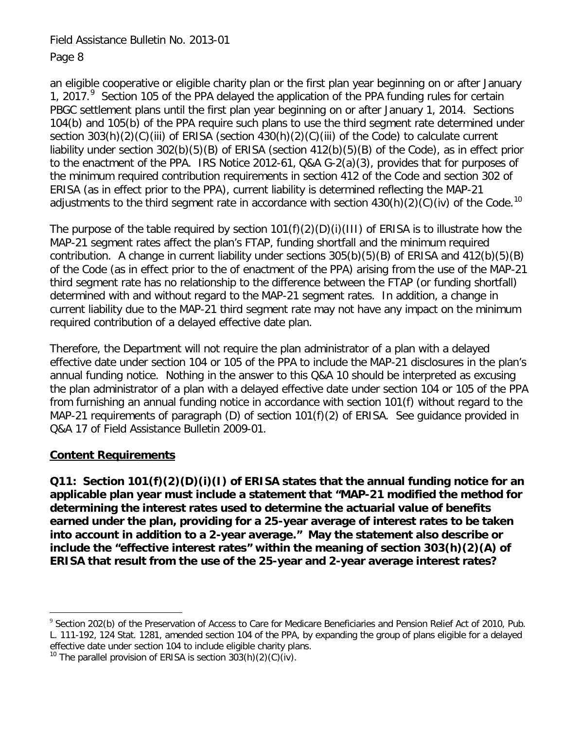an eligible cooperative or eligible charity plan or the first plan year beginning on or after January 1, 2017.[9] Section 105 of the PPA delayed the application of the PPA funding rules for certain PBGC settlement plans until the first plan year beginning on or after January 1, 2014. Sections 104(b) and 105(b) of the PPA require such plans to use the third segment rate determined under section 303(h)(2)(C)(iii) of ERISA (section 430(h)(2)(C)(iii) of the Code) to calculate current liability under section 302(b)(5)(B) of ERISA (section 412(b)(5)(B) of the Code), as in effect prior to the enactment of the PPA. IRS Notice 2012-61, Q&A G-2(a)(3), provides that for purposes of the minimum required contribution requirements in section 412 of the Code and section 302 of ERISA (as in effect prior to the PPA), current liability is determined reflecting the MAP-21 adjustments to the third segment rate in accordance with section 430(h)(2)(C)(iv) of the Code.[10]

The purpose of the table required by section 101(f)(2)(D)(i)(III) of ERISA is to illustrate how the MAP-21 segment rates affect the plan's FTAP, funding shortfall and the minimum required contribution. A change in current liability under sections 305(b)(5)(B) of ERISA and 412(b)(5)(B) of the Code (as in effect prior to the of enactment of the PPA) arising from the use of the MAP-21 third segment rate has no relationship to the difference between the FTAP (or funding shortfall) determined with and without regard to the MAP-21 segment rates. In addition, a change in current liability due to the MAP-21 third segment rate may not have any impact on the minimum required contribution of a delayed effective date plan.

Therefore, the Department will not require the plan administrator of a plan with a delayed effective date under section 104 or 105 of the PPA to include the MAP-21 disclosures in the plan's annual funding notice. Nothing in the answer to this Q&A 10 should be interpreted as excusing the plan administrator of a plan with a delayed effective date under section 104 or 105 of the PPA from furnishing an annual funding notice in accordance with section 101(f) without regard to the MAP-21 requirements of paragraph (D) of section 101(f)(2) of ERISA. See guidance provided in Q&A 17 of Field Assistance Bulletin 2009-01.

## Content Requirements

**Q11: Section 101(f)(2)(D)(i)(I) of ERISA states that the annual funding notice for an applicable plan year must include a statement that "MAP-21 modified the method for determining the interest rates used to determine the actuarial value of benefits earned under the plan, providing for a 25-year average of interest rates to be taken into account in addition to a 2-year average." May the statement also describe or include the "effective interest rates" within the meaning of section 303(h)(2)(A) of ERISA that result from the use of the 25-year and 2-year average interest rates?**

---

[9] Section 202(b) of the Preservation of Access to Care for Medicare Beneficiaries and Pension Relief Act of 2010, Pub. L. 111-192, 124 Stat. 1281, amended section 104 of the PPA, by expanding the group of plans eligible for a delayed effective date under section 104 to include eligible charity plans.

[10] The parallel provision of ERISA is section 303(h)(2)(C)(iv).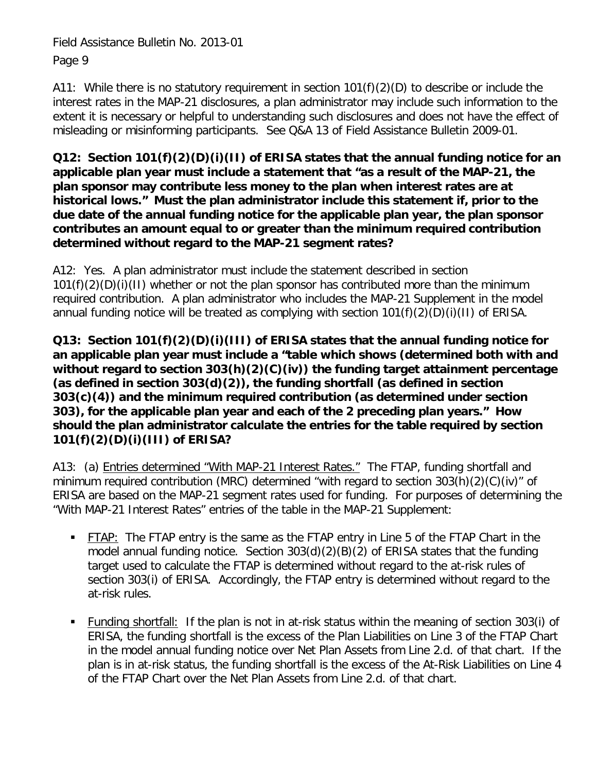A11: While there is no statutory requirement in section 101(f)(2)(D) to describe or include the interest rates in the MAP-21 disclosures, a plan administrator may include such information to the extent it is necessary or helpful to understanding such disclosures and does not have the effect of misleading or misinforming participants. See Q&A 13 of Field Assistance Bulletin 2009-01.

**Q12: Section 101(f)(2)(D)(i)(II) of ERISA states that the annual funding notice for an applicable plan year must include a statement that "as a result of the MAP-21, the plan sponsor may contribute less money to the plan when interest rates are at historical lows." Must the plan administrator include this statement if, prior to the due date of the annual funding notice for the applicable plan year, the plan sponsor contributes an amount equal to or greater than the minimum required contribution determined without regard to the MAP-21 segment rates?**

A12: Yes. A plan administrator must include the statement described in section 101(f)(2)(D)(i)(II) whether or not the plan sponsor has contributed more than the minimum required contribution. A plan administrator who includes the MAP-21 Supplement in the model annual funding notice will be treated as complying with section 101(f)(2)(D)(i)(II) of ERISA.

**Q13: Section 101(f)(2)(D)(i)(III) of ERISA states that the annual funding notice for an applicable plan year must include a "table which shows (determined both with and without regard to section 303(h)(2)(C)(iv)) the funding target attainment percentage (as defined in section 303(d)(2)), the funding shortfall (as defined in section 303(c)(4)) and the minimum required contribution (as determined under section 303), for the applicable plan year and each of the 2 preceding plan years." How should the plan administrator calculate the entries for the table required by section 101(f)(2)(D)(i)(III) of ERISA?**

A13: (a) Entries determined "With MAP-21 Interest Rates." The FTAP, funding shortfall and minimum required contribution (MRC) determined "with regard to section 303(h)(2)(C)(iv)" of ERISA are based on the MAP-21 segment rates used for funding. For purposes of determining the "With MAP-21 Interest Rates" entries of the table in the MAP-21 Supplement:

- FTAP: The FTAP entry is the same as the FTAP entry in Line 5 of the FTAP Chart in the model annual funding notice. Section 303(d)(2)(B)(2) of ERISA states that the funding target used to calculate the FTAP is determined without regard to the at-risk rules of section 303(i) of ERISA. Accordingly, the FTAP entry is determined without regard to the at-risk rules.

- Funding shortfall: If the plan is not in at-risk status within the meaning of section 303(i) of ERISA, the funding shortfall is the excess of the Plan Liabilities on Line 3 of the FTAP Chart in the model annual funding notice over Net Plan Assets from Line 2.d. of that chart. If the plan is in at-risk status, the funding shortfall is the excess of the At-Risk Liabilities on Line 4 of the FTAP Chart over the Net Plan Assets from Line 2.d. of that chart.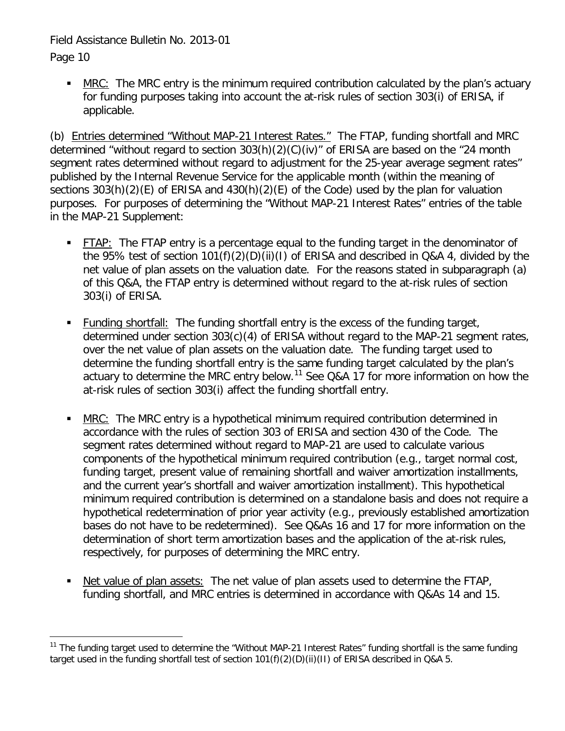- MRC: The MRC entry is the minimum required contribution calculated by the plan's actuary for funding purposes taking into account the at-risk rules of section 303(i) of ERISA, if applicable.

(b) Entries determined "Without MAP-21 Interest Rates." The FTAP, funding shortfall and MRC determined "without regard to section 303(h)(2)(C)(iv)" of ERISA are based on the "24 month segment rates determined without regard to adjustment for the 25-year average segment rates" published by the Internal Revenue Service for the applicable month (within the meaning of sections 303(h)(2)(E) of ERISA and 430(h)(2)(E) of the Code) used by the plan for valuation purposes. For purposes of determining the "Without MAP-21 Interest Rates" entries of the table in the MAP-21 Supplement:

- FTAP: The FTAP entry is a percentage equal to the funding target in the denominator of the 95% test of section 101(f)(2)(D)(ii)(I) of ERISA and described in Q&A 4, divided by the net value of plan assets on the valuation date. For the reasons stated in subparagraph (a) of this Q&A, the FTAP entry is determined without regard to the at-risk rules of section 303(i) of ERISA.

- Funding shortfall: The funding shortfall entry is the excess of the funding target, determined under section 303(c)(4) of ERISA without regard to the MAP-21 segment rates, over the net value of plan assets on the valuation date. The funding target used to determine the funding shortfall entry is the same funding target calculated by the plan's actuary to determine the MRC entry below.[11] See Q&A 17 for more information on how the at-risk rules of section 303(i) affect the funding shortfall entry.

- MRC: The MRC entry is a hypothetical minimum required contribution determined in accordance with the rules of section 303 of ERISA and section 430 of the Code. The segment rates determined without regard to MAP-21 are used to calculate various components of the hypothetical minimum required contribution (e.g., target normal cost, funding target, present value of remaining shortfall and waiver amortization installments, and the current year's shortfall and waiver amortization installment). This hypothetical minimum required contribution is determined on a standalone basis and does not require a hypothetical redetermination of prior year activity (e.g., previously established amortization bases do not have to be redetermined). See Q&As 16 and 17 for more information on the determination of short term amortization bases and the application of the at-risk rules, respectively, for purposes of determining the MRC entry.

- Net value of plan assets: The net value of plan assets used to determine the FTAP, funding shortfall, and MRC entries is determined in accordance with Q&As 14 and 15.

---

[11] The funding target used to determine the "Without MAP-21 Interest Rates" funding shortfall is the same funding target used in the funding shortfall test of section 101(f)(2)(D)(ii)(II) of ERISA described in Q&A 5.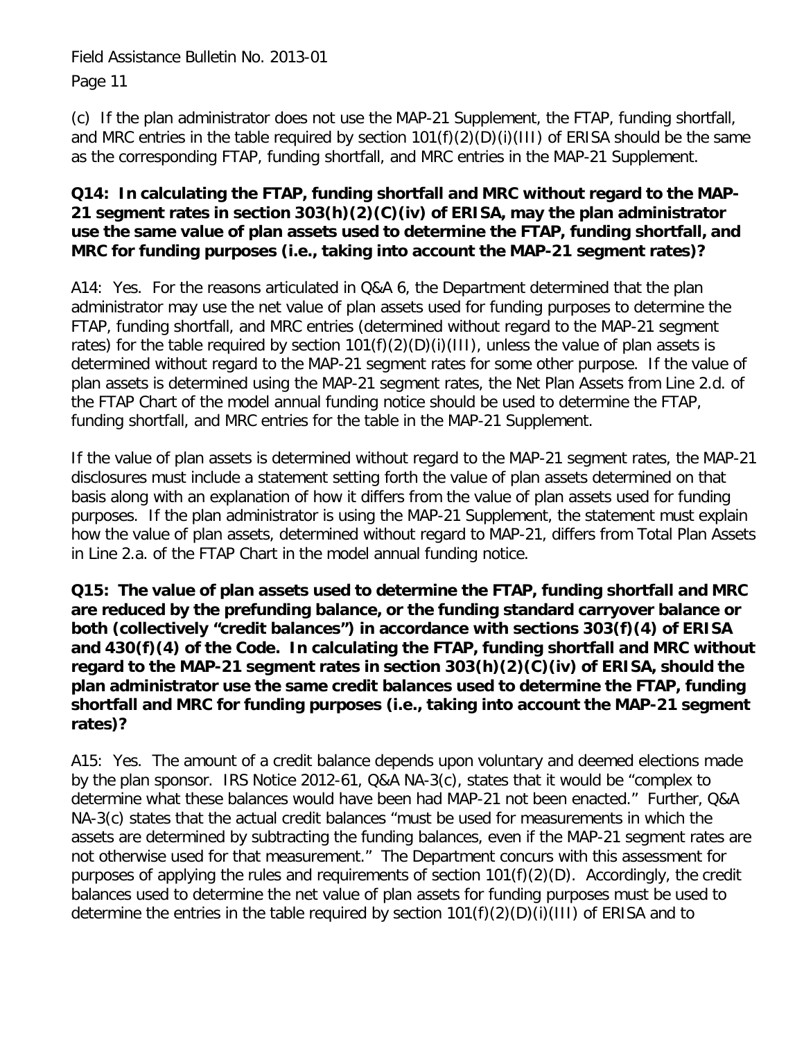(c) If the plan administrator does not use the MAP-21 Supplement, the FTAP, funding shortfall, and MRC entries in the table required by section 101(f)(2)(D)(i)(III) of ERISA should be the same as the corresponding FTAP, funding shortfall, and MRC entries in the MAP-21 Supplement.

**Q14: In calculating the FTAP, funding shortfall and MRC without regard to the MAP-21 segment rates in section 303(h)(2)(C)(iv) of ERISA, may the plan administrator use the same value of plan assets used to determine the FTAP, funding shortfall, and MRC for funding purposes (i.e., taking into account the MAP-21 segment rates)?**

A14: Yes. For the reasons articulated in Q&A 6, the Department determined that the plan administrator may use the net value of plan assets used for funding purposes to determine the FTAP, funding shortfall, and MRC entries (determined without regard to the MAP-21 segment rates) for the table required by section 101(f)(2)(D)(i)(III), unless the value of plan assets is determined without regard to the MAP-21 segment rates for some other purpose. If the value of plan assets is determined using the MAP-21 segment rates, the Net Plan Assets from Line 2.d. of the FTAP Chart of the model annual funding notice should be used to determine the FTAP, funding shortfall, and MRC entries for the table in the MAP-21 Supplement.

If the value of plan assets is determined without regard to the MAP-21 segment rates, the MAP-21 disclosures must include a statement setting forth the value of plan assets determined on that basis along with an explanation of how it differs from the value of plan assets used for funding purposes. If the plan administrator is using the MAP-21 Supplement, the statement must explain how the value of plan assets, determined without regard to MAP-21, differs from Total Plan Assets in Line 2.a. of the FTAP Chart in the model annual funding notice.

**Q15: The value of plan assets used to determine the FTAP, funding shortfall and MRC are reduced by the prefunding balance, or the funding standard carryover balance or both (collectively "credit balances") in accordance with sections 303(f)(4) of ERISA and 430(f)(4) of the Code. In calculating the FTAP, funding shortfall and MRC without regard to the MAP-21 segment rates in section 303(h)(2)(C)(iv) of ERISA, should the plan administrator use the same credit balances used to determine the FTAP, funding shortfall and MRC for funding purposes (i.e., taking into account the MAP-21 segment rates)?**

A15: Yes. The amount of a credit balance depends upon voluntary and deemed elections made by the plan sponsor. IRS Notice 2012-61, Q&A NA-3(c), states that it would be "complex to determine what these balances would have been had MAP-21 not been enacted." Further, Q&A NA-3(c) states that the actual credit balances "must be used for measurements in which the assets are determined by subtracting the funding balances, even if the MAP-21 segment rates are not otherwise used for that measurement." The Department concurs with this assessment for purposes of applying the rules and requirements of section 101(f)(2)(D). Accordingly, the credit balances used to determine the net value of plan assets for funding purposes must be used to determine the entries in the table required by section 101(f)(2)(D)(i)(III) of ERISA and to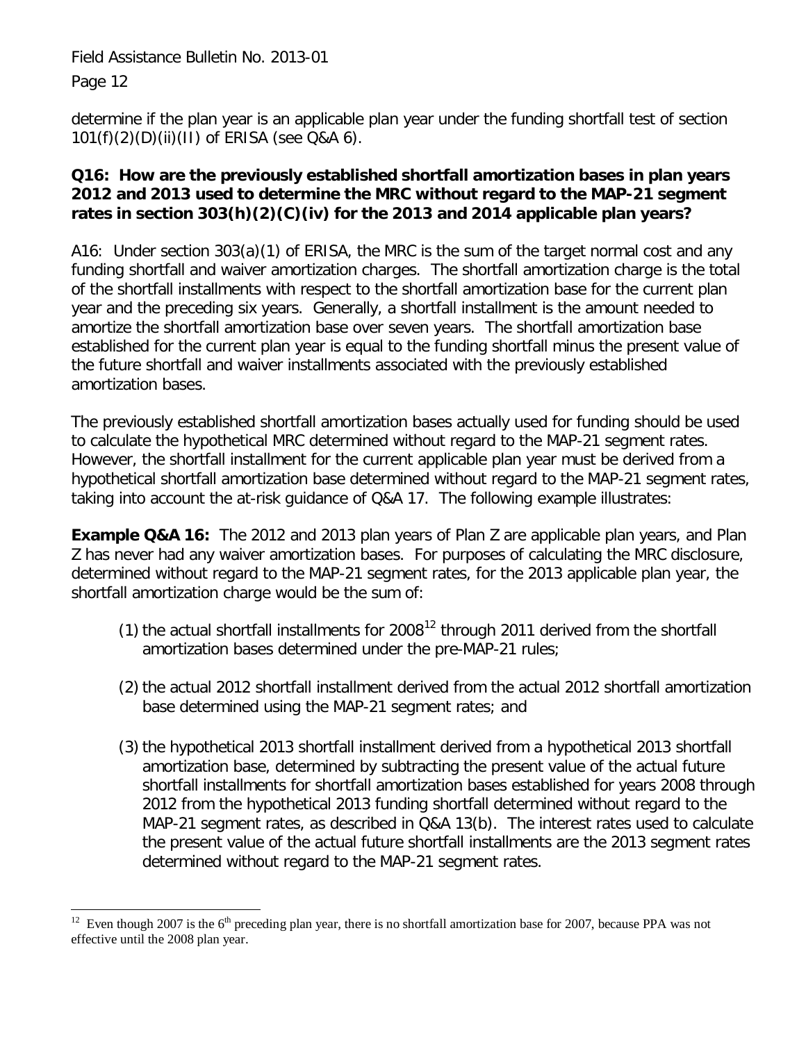determine if the plan year is an applicable plan year under the funding shortfall test of section 101(f)(2)(D)(ii)(II) of ERISA (see Q&A 6).

**Q16: How are the previously established shortfall amortization bases in plan years 2012 and 2013 used to determine the MRC without regard to the MAP-21 segment rates in section 303(h)(2)(C)(iv) for the 2013 and 2014 applicable plan years?**

A16: Under section 303(a)(1) of ERISA, the MRC is the sum of the target normal cost and any funding shortfall and waiver amortization charges. The shortfall amortization charge is the total of the shortfall installments with respect to the shortfall amortization base for the current plan year and the preceding six years. Generally, a shortfall installment is the amount needed to amortize the shortfall amortization base over seven years. The shortfall amortization base established for the current plan year is equal to the funding shortfall minus the present value of the future shortfall and waiver installments associated with the previously established amortization bases.

The previously established shortfall amortization bases actually used for funding should be used to calculate the hypothetical MRC determined without regard to the MAP-21 segment rates. However, the shortfall installment for the current applicable plan year must be derived from a hypothetical shortfall amortization base determined without regard to the MAP-21 segment rates, taking into account the at-risk guidance of Q&A 17. The following example illustrates:

**Example Q&A 16:** The 2012 and 2013 plan years of Plan Z are applicable plan years, and Plan Z has never had any waiver amortization bases. For purposes of calculating the MRC disclosure, determined without regard to the MAP-21 segment rates, for the 2013 applicable plan year, the shortfall amortization charge would be the sum of:

(1) the actual shortfall installments for 2008[12] through 2011 derived from the shortfall amortization bases determined under the pre-MAP-21 rules;

(2) the actual 2012 shortfall installment derived from the actual 2012 shortfall amortization base determined using the MAP-21 segment rates; and

(3) the hypothetical 2013 shortfall installment derived from a hypothetical 2013 shortfall amortization base, determined by subtracting the present value of the actual future shortfall installments for shortfall amortization bases established for years 2008 through 2012 from the hypothetical 2013 funding shortfall determined without regard to the MAP-21 segment rates, as described in Q&A 13(b). The interest rates used to calculate the present value of the actual future shortfall installments are the 2013 segment rates determined without regard to the MAP-21 segment rates.

[12] Even though 2007 is the 6th preceding plan year, there is no shortfall amortization base for 2007, because PPA was not effective until the 2008 plan year.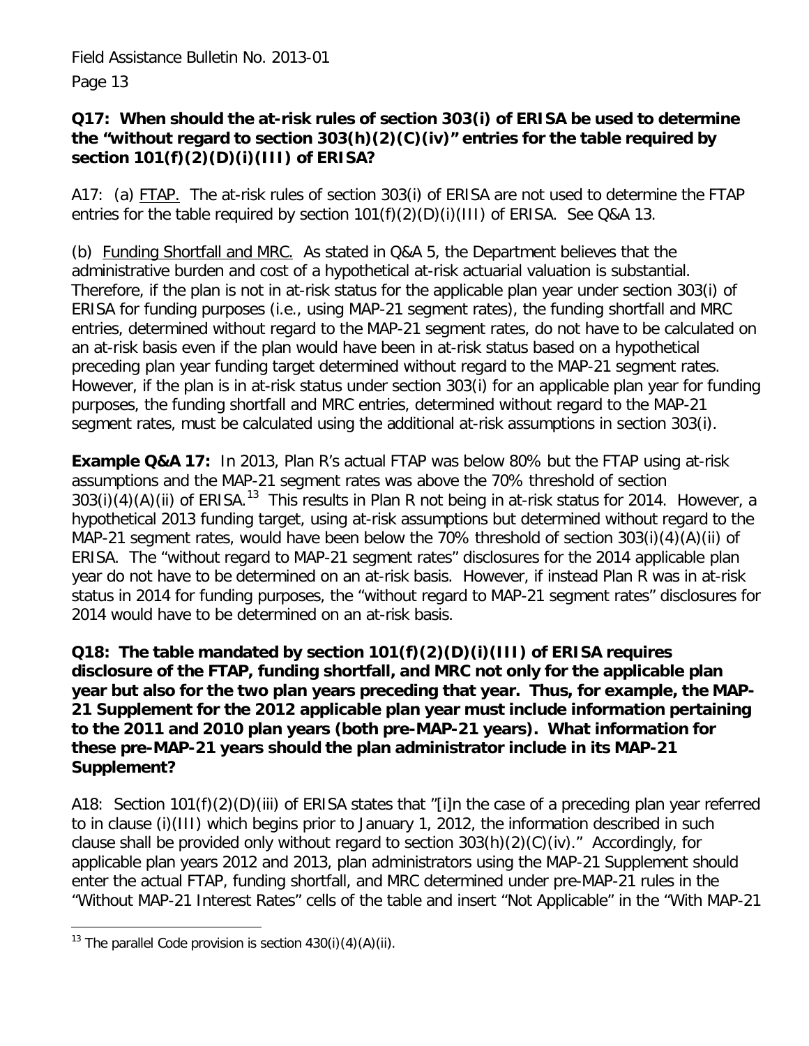**Q17: When should the at-risk rules of section 303(i) of ERISA be used to determine the "without regard to section 303(h)(2)(C)(iv)" entries for the table required by section 101(f)(2)(D)(i)(III) of ERISA?**

A17: (a) FTAP. The at-risk rules of section 303(i) of ERISA are not used to determine the FTAP entries for the table required by section 101(f)(2)(D)(i)(III) of ERISA. See Q&A 13.

(b) Funding Shortfall and MRC. As stated in Q&A 5, the Department believes that the administrative burden and cost of a hypothetical at-risk actuarial valuation is substantial. Therefore, if the plan is not in at-risk status for the applicable plan year under section 303(i) of ERISA for funding purposes (i.e., using MAP-21 segment rates), the funding shortfall and MRC entries, determined without regard to the MAP-21 segment rates, do not have to be calculated on an at-risk basis even if the plan would have been in at-risk status based on a hypothetical preceding plan year funding target determined without regard to the MAP-21 segment rates. However, if the plan is in at-risk status under section 303(i) for an applicable plan year for funding purposes, the funding shortfall and MRC entries, determined without regard to the MAP-21 segment rates, must be calculated using the additional at-risk assumptions in section 303(i).

**Example Q&A 17:** In 2013, Plan R's actual FTAP was below 80% but the FTAP using at-risk assumptions and the MAP-21 segment rates was above the 70% threshold of section 303(i)(4)(A)(ii) of ERISA.[13] This results in Plan R not being in at-risk status for 2014. However, a hypothetical 2013 funding target, using at-risk assumptions but determined without regard to the MAP-21 segment rates, would have been below the 70% threshold of section 303(i)(4)(A)(ii) of ERISA. The "without regard to MAP-21 segment rates" disclosures for the 2014 applicable plan year do not have to be determined on an at-risk basis. However, if instead Plan R was in at-risk status in 2014 for funding purposes, the "without regard to MAP-21 segment rates" disclosures for 2014 would have to be determined on an at-risk basis.

**Q18: The table mandated by section 101(f)(2)(D)(i)(III) of ERISA requires disclosure of the FTAP, funding shortfall, and MRC not only for the applicable plan year but also for the two plan years preceding that year. Thus, for example, the MAP-21 Supplement for the 2012 applicable plan year must include information pertaining to the 2011 and 2010 plan years (both pre-MAP-21 years). What information for these pre-MAP-21 years should the plan administrator include in its MAP-21 Supplement?**

A18: Section 101(f)(2)(D)(iii) of ERISA states that "[i]n the case of a preceding plan year referred to in clause (i)(III) which begins prior to January 1, 2012, the information described in such clause shall be provided only without regard to section 303(h)(2)(C)(iv)." Accordingly, for applicable plan years 2012 and 2013, plan administrators using the MAP-21 Supplement should enter the actual FTAP, funding shortfall, and MRC determined under pre-MAP-21 rules in the "Without MAP-21 Interest Rates" cells of the table and insert "Not Applicable" in the "With MAP-21

[13] The parallel Code provision is section 430(i)(4)(A)(ii).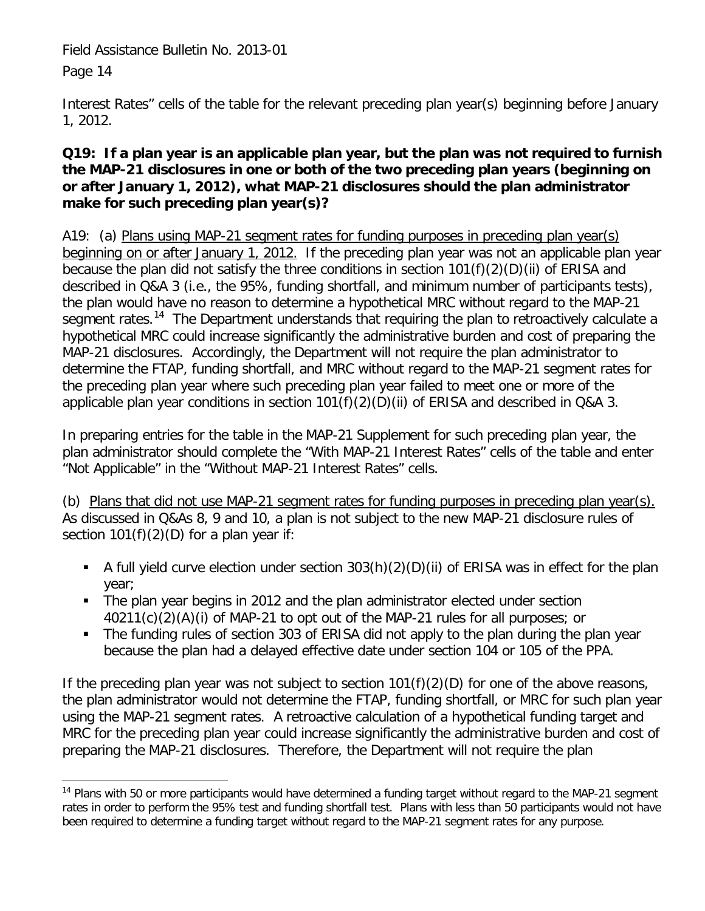Interest Rates" cells of the table for the relevant preceding plan year(s) beginning before January 1, 2012.

**Q19: If a plan year is an applicable plan year, but the plan was not required to furnish the MAP-21 disclosures in one or both of the two preceding plan years (beginning on or after January 1, 2012), what MAP-21 disclosures should the plan administrator make for such preceding plan year(s)?**

A19: (a) Plans using MAP-21 segment rates for funding purposes in preceding plan year(s) beginning on or after January 1, 2012. If the preceding plan year was not an applicable plan year because the plan did not satisfy the three conditions in section 101(f)(2)(D)(ii) of ERISA and described in Q&A 3 (i.e., the 95%, funding shortfall, and minimum number of participants tests), the plan would have no reason to determine a hypothetical MRC without regard to the MAP-21 segment rates.[14] The Department understands that requiring the plan to retroactively calculate a hypothetical MRC could increase significantly the administrative burden and cost of preparing the MAP-21 disclosures. Accordingly, the Department will not require the plan administrator to determine the FTAP, funding shortfall, and MRC without regard to the MAP-21 segment rates for the preceding plan year where such preceding plan year failed to meet one or more of the applicable plan year conditions in section 101(f)(2)(D)(ii) of ERISA and described in Q&A 3.

In preparing entries for the table in the MAP-21 Supplement for such preceding plan year, the plan administrator should complete the "With MAP-21 Interest Rates" cells of the table and enter "Not Applicable" in the "Without MAP-21 Interest Rates" cells.

(b) Plans that did not use MAP-21 segment rates for funding purposes in preceding plan year(s). As discussed in Q&As 8, 9 and 10, a plan is not subject to the new MAP-21 disclosure rules of section 101(f)(2)(D) for a plan year if:

- A full yield curve election under section 303(h)(2)(D)(ii) of ERISA was in effect for the plan year;
- The plan year begins in 2012 and the plan administrator elected under section 40211(c)(2)(A)(i) of MAP-21 to opt out of the MAP-21 rules for all purposes; or
- The funding rules of section 303 of ERISA did not apply to the plan during the plan year because the plan had a delayed effective date under section 104 or 105 of the PPA.

If the preceding plan year was not subject to section 101(f)(2)(D) for one of the above reasons, the plan administrator would not determine the FTAP, funding shortfall, or MRC for such plan year using the MAP-21 segment rates. A retroactive calculation of a hypothetical funding target and MRC for the preceding plan year could increase significantly the administrative burden and cost of preparing the MAP-21 disclosures. Therefore, the Department will not require the plan

[14] Plans with 50 or more participants would have determined a funding target without regard to the MAP-21 segment rates in order to perform the 95% test and funding shortfall test. Plans with less than 50 participants would not have been required to determine a funding target without regard to the MAP-21 segment rates for any purpose.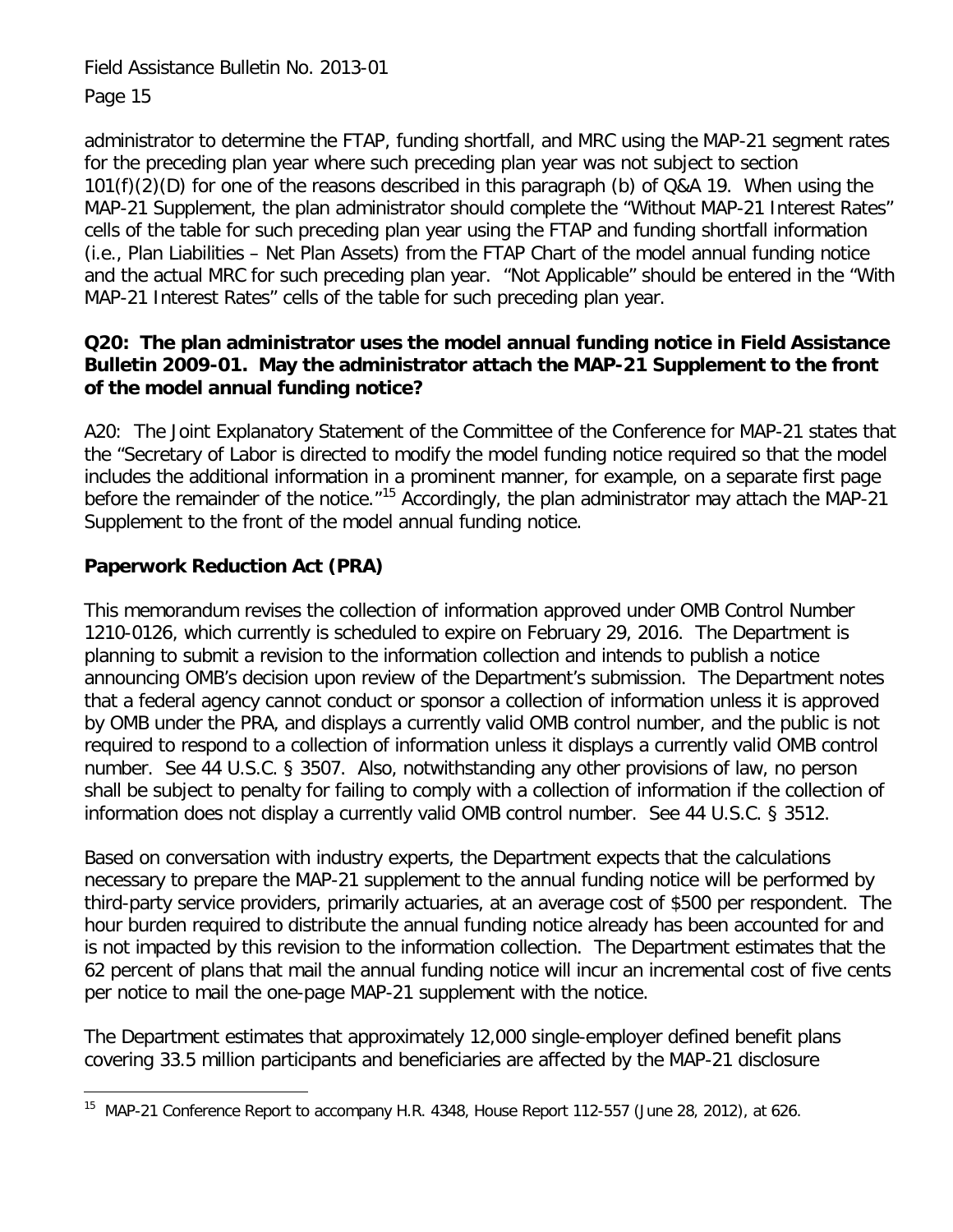administrator to determine the FTAP, funding shortfall, and MRC using the MAP-21 segment rates for the preceding plan year where such preceding plan year was not subject to section 101(f)(2)(D) for one of the reasons described in this paragraph (b) of Q&A 19. When using the MAP-21 Supplement, the plan administrator should complete the "Without MAP-21 Interest Rates" cells of the table for such preceding plan year using the FTAP and funding shortfall information (i.e., Plan Liabilities – Net Plan Assets) from the FTAP Chart of the model annual funding notice and the actual MRC for such preceding plan year. "Not Applicable" should be entered in the "With MAP-21 Interest Rates" cells of the table for such preceding plan year.

**Q20: The plan administrator uses the model annual funding notice in Field Assistance Bulletin 2009-01. May the administrator attach the MAP-21 Supplement to the front of the model annual funding notice?**

A20: The Joint Explanatory Statement of the Committee of the Conference for MAP-21 states that the "Secretary of Labor is directed to modify the model funding notice required so that the model includes the additional information in a prominent manner, for example, on a separate first page before the remainder of the notice."[15] Accordingly, the plan administrator may attach the MAP-21 Supplement to the front of the model annual funding notice.

## Paperwork Reduction Act (PRA)

This memorandum revises the collection of information approved under OMB Control Number 1210-0126, which currently is scheduled to expire on February 29, 2016. The Department is planning to submit a revision to the information collection and intends to publish a notice announcing OMB's decision upon review of the Department's submission. The Department notes that a federal agency cannot conduct or sponsor a collection of information unless it is approved by OMB under the PRA, and displays a currently valid OMB control number, and the public is not required to respond to a collection of information unless it displays a currently valid OMB control number. See 44 U.S.C. § 3507. Also, notwithstanding any other provisions of law, no person shall be subject to penalty for failing to comply with a collection of information if the collection of information does not display a currently valid OMB control number. See 44 U.S.C. § 3512.

Based on conversation with industry experts, the Department expects that the calculations necessary to prepare the MAP-21 supplement to the annual funding notice will be performed by third-party service providers, primarily actuaries, at an average cost of $500 per respondent. The hour burden required to distribute the annual funding notice already has been accounted for and is not impacted by this revision to the information collection. The Department estimates that the 62 percent of plans that mail the annual funding notice will incur an incremental cost of five cents per notice to mail the one-page MAP-21 supplement with the notice.

The Department estimates that approximately 12,000 single-employer defined benefit plans covering 33.5 million participants and beneficiaries are affected by the MAP-21 disclosure

---

[15] MAP-21 Conference Report to accompany H.R. 4348, House Report 112-557 (June 28, 2012), at 626.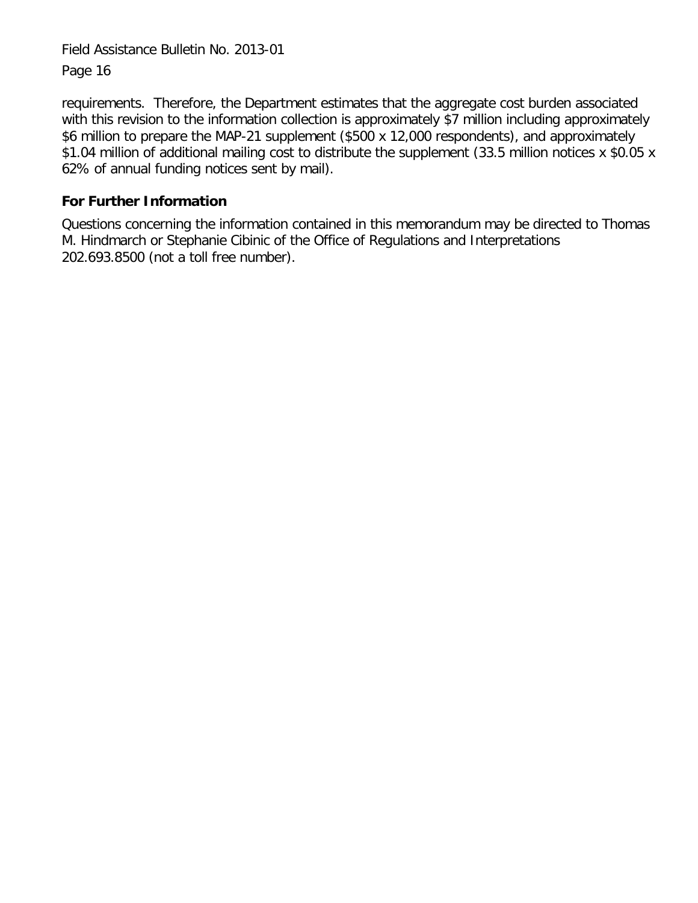requirements. Therefore, the Department estimates that the aggregate cost burden associated with this revision to the information collection is approximately $7 million including approximately $6 million to prepare the MAP-21 supplement ($500 x 12,000 respondents), and approximately $1.04 million of additional mailing cost to distribute the supplement (33.5 million notices x $0.05 x 62% of annual funding notices sent by mail).

## For Further Information

Questions concerning the information contained in this memorandum may be directed to Thomas M. Hindmarch or Stephanie Cibinic of the Office of Regulations and Interpretations 202.693.8500 (not a toll free number).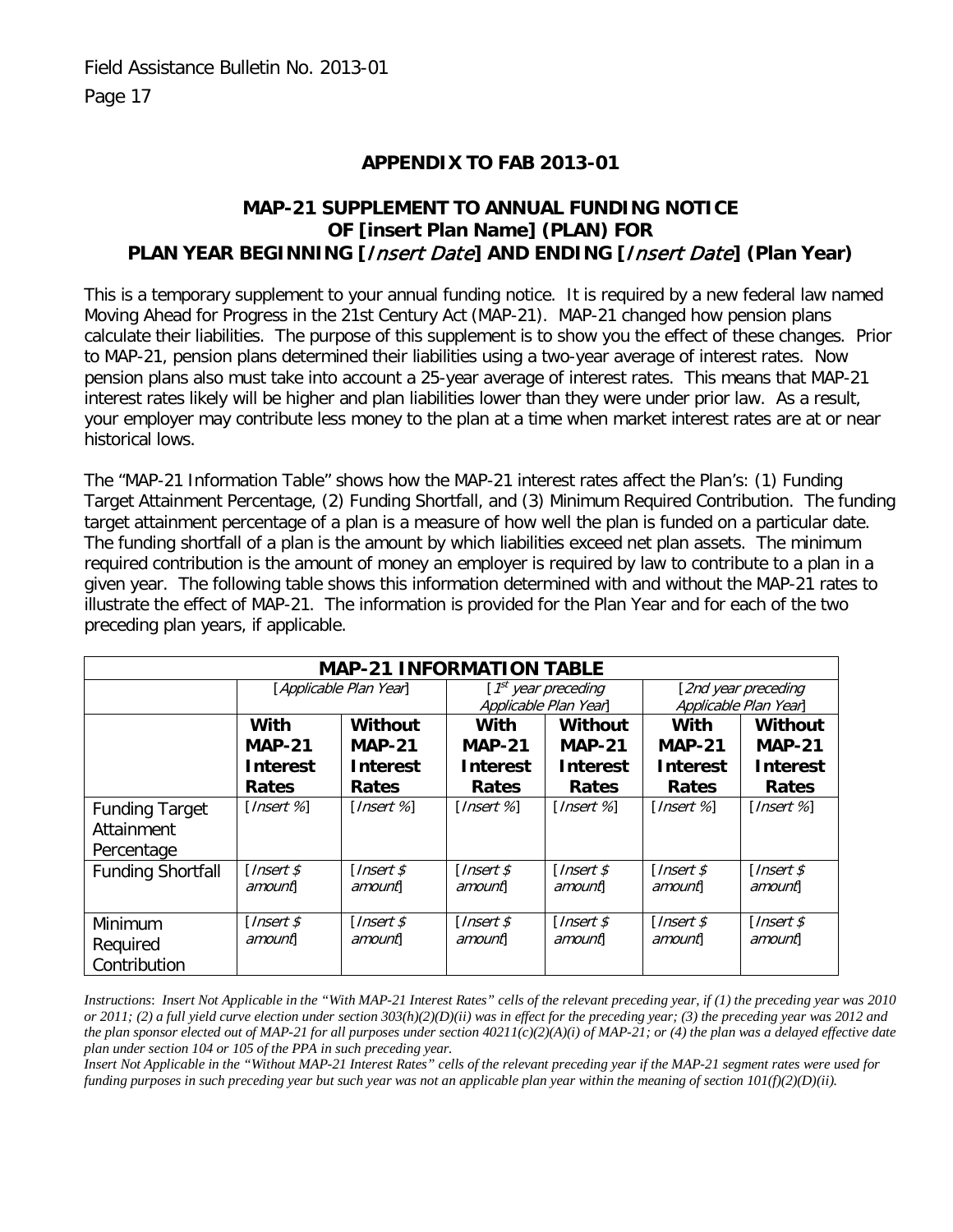## APPENDIX TO FAB 2013-01

## MAP-21 SUPPLEMENT TO ANNUAL FUNDING NOTICE OF [insert Plan Name] (PLAN) FOR PLAN YEAR BEGINNING [*Insert Date*] AND ENDING [*Insert Date*] (Plan Year)

This is a temporary supplement to your annual funding notice. It is required by a new federal law named Moving Ahead for Progress in the 21st Century Act (MAP-21). MAP-21 changed how pension plans calculate their liabilities. The purpose of this supplement is to show you the effect of these changes. Prior to MAP-21, pension plans determined their liabilities using a two-year average of interest rates. Now pension plans also must take into account a 25-year average of interest rates. This means that MAP-21 interest rates likely will be higher and plan liabilities lower than they were under prior law. As a result, your employer may contribute less money to the plan at a time when market interest rates are at or near historical lows.

The "MAP-21 Information Table" shows how the MAP-21 interest rates affect the Plan's: (1) Funding Target Attainment Percentage, (2) Funding Shortfall, and (3) Minimum Required Contribution. The funding target attainment percentage of a plan is a measure of how well the plan is funded on a particular date. The funding shortfall of a plan is the amount by which liabilities exceed net plan assets. The minimum required contribution is the amount of money an employer is required by law to contribute to a plan in a given year. The following table shows this information determined with and without the MAP-21 rates to illustrate the effect of MAP-21. The information is provided for the Plan Year and for each of the two preceding plan years, if applicable.

**MAP-21 INFORMATION TABLE**

| | [*Applicable Plan Year*] | | [*1st year preceding Applicable Plan Year*] | | [*2nd year preceding Applicable Plan Year*] | |
|---|---|---|---|---|---|---|
| | **With MAP-21 Interest Rates** | **Without MAP-21 Interest Rates** | **With MAP-21 Interest Rates** | **Without MAP-21 Interest Rates** | **With MAP-21 Interest Rates** | **Without MAP-21 Interest Rates** |
| Funding Target Attainment Percentage | [*Insert %*] | [*Insert %*] | [*Insert %*] | [*Insert %*] | [*Insert %*] | [*Insert %*] |
| Funding Shortfall | [*Insert $ amount*] | [*Insert $ amount*] | [*Insert $ amount*] | [*Insert $ amount*] | [*Insert $ amount*] | [*Insert $ amount*] |
| Minimum Required Contribution | [*Insert $ amount*] | [*Insert $ amount*] | [*Insert $ amount*] | [*Insert $ amount*] | [*Insert $ amount*] | [*Insert $ amount*] |

*Instructions: Insert Not Applicable in the "With MAP-21 Interest Rates" cells of the relevant preceding year, if (1) the preceding year was 2010 or 2011; (2) a full yield curve election under section 303(h)(2)(D)(ii) was in effect for the preceding year; (3) the preceding year was 2012 and the plan sponsor elected out of MAP-21 for all purposes under section 40211(c)(2)(A)(i) of MAP-21; or (4) the plan was a delayed effective date plan under section 104 or 105 of the PPA in such preceding year.*

*Insert Not Applicable in the "Without MAP-21 Interest Rates" cells of the relevant preceding year if the MAP-21 segment rates were used for funding purposes in such preceding year but such year was not an applicable plan year within the meaning of section 101(f)(2)(D)(ii).*